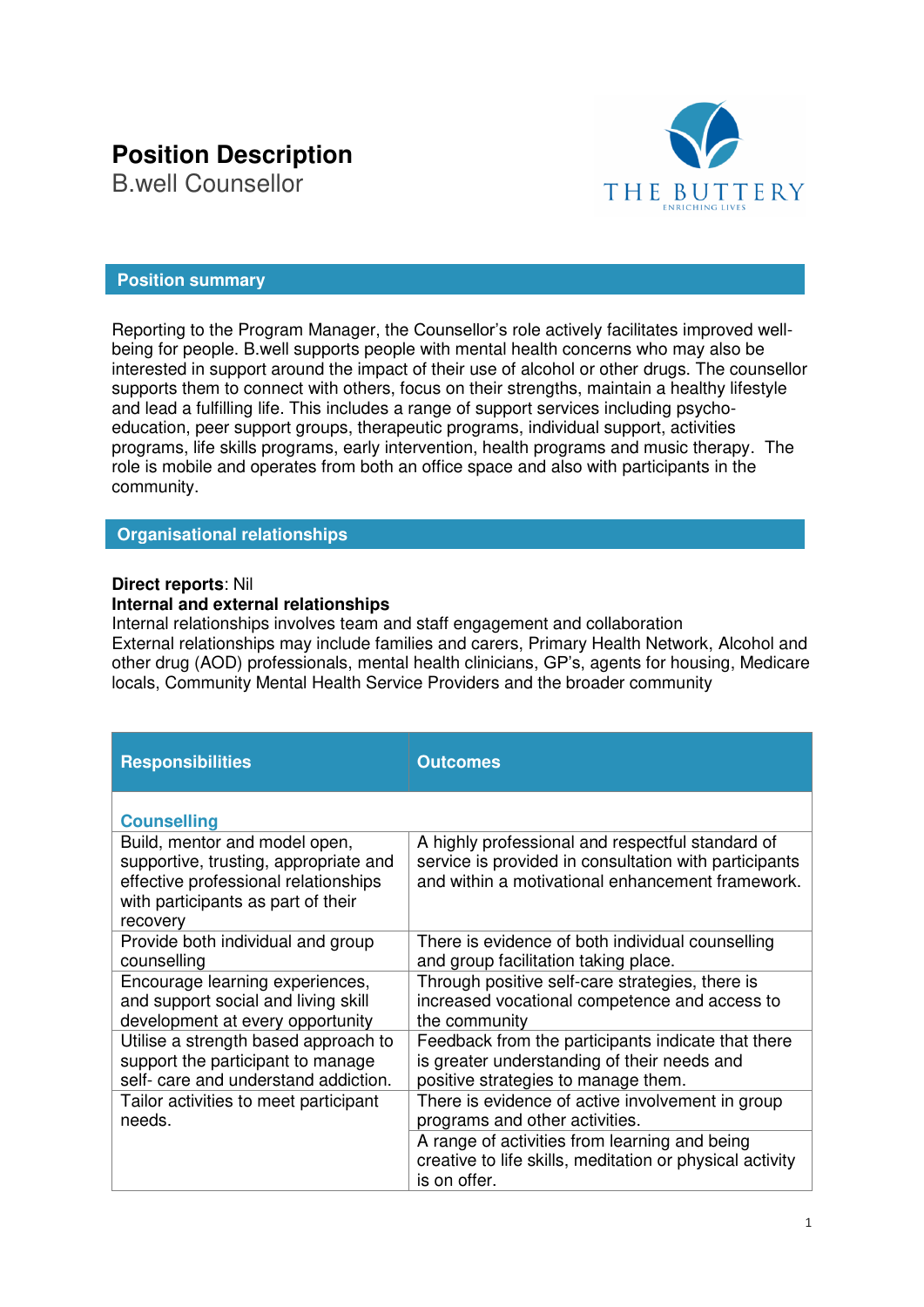# Position Description

B.well Counsellor

## Position summary

Reporting to the Program Manager, the Counsellor's role actively facilitates improved well-being for people. B.well supports people with mental health concerns who may also be interested in support around the impact of their use of alcohol or other drugs. The counsellor supports them to connect with others, focus on their strengths, maintain a healthy lifestyle and lead a fulfilling life. This includes a range of support services including psycho-education, peer support groups, therapeutic programs, individual support, activities programs, life skills programs, early intervention, health programs and music therapy. The role is mobile and operates from both an office space and also with participants in the community.

## Organisational relationships

**Direct reports**: Nil

**Internal and external relationships**

Internal relationships involves team and staff engagement and collaboration

External relationships may include families and carers, Primary Health Network, Alcohol and other drug (AOD) professionals, mental health clinicians, GP's, agents for housing, Medicare locals, Community Mental Health Service Providers and the broader community

| Responsibilities | Outcomes |
|---|---|
| **Counselling** | |
| Build, mentor and model open, supportive, trusting, appropriate and effective professional relationships with participants as part of their recovery | A highly professional and respectful standard of service is provided in consultation with participants and within a motivational enhancement framework. |
| Provide both individual and group counselling | There is evidence of both individual counselling and group facilitation taking place. |
| Encourage learning experiences, and support social and living skill development at every opportunity | Through positive self-care strategies, there is increased vocational competence and access to the community |
| Utilise a strength based approach to support the participant to manage self- care and understand addiction. | Feedback from the participants indicate that there is greater understanding of their needs and positive strategies to manage them. |
| Tailor activities to meet participant needs. | There is evidence of active involvement in group programs and other activities. |
| | A range of activities from learning and being creative to life skills, meditation or physical activity is on offer. |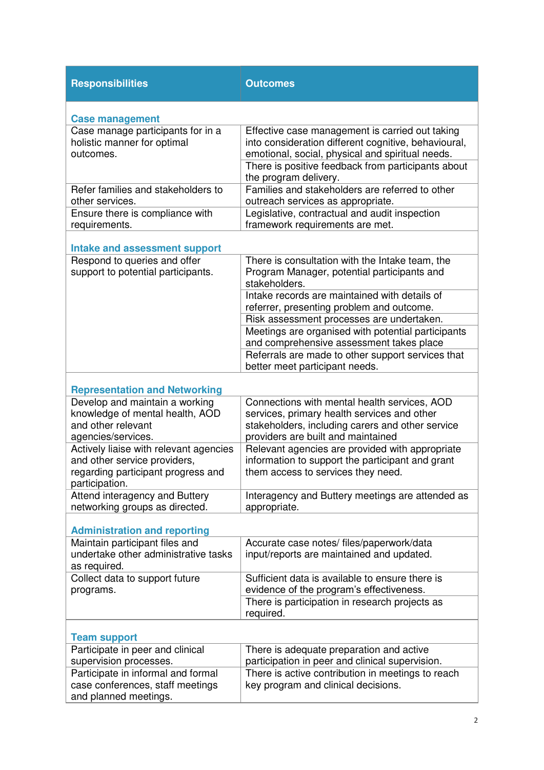| Responsibilities | Outcomes |
|---|---|
| **Case management** | |
| Case manage participants for in a holistic manner for optimal outcomes. | Effective case management is carried out taking into consideration different cognitive, behavioural, emotional, social, physical and spiritual needs. |
| | There is positive feedback from participants about the program delivery. |
| Refer families and stakeholders to other services. | Families and stakeholders are referred to other outreach services as appropriate. |
| Ensure there is compliance with requirements. | Legislative, contractual and audit inspection framework requirements are met. |
| **Intake and assessment support** | |
| Respond to queries and offer support to potential participants. | There is consultation with the Intake team, the Program Manager, potential participants and stakeholders. |
| | Intake records are maintained with details of referrer, presenting problem and outcome. |
| | Risk assessment processes are undertaken. |
| | Meetings are organised with potential participants and comprehensive assessment takes place |
| | Referrals are made to other support services that better meet participant needs. |
| **Representation and Networking** | |
| Develop and maintain a working knowledge of mental health, AOD and other relevant agencies/services. | Connections with mental health services, AOD services, primary health services and other stakeholders, including carers and other service providers are built and maintained |
| Actively liaise with relevant agencies and other service providers, regarding participant progress and participation. | Relevant agencies are provided with appropriate information to support the participant and grant them access to services they need. |
| Attend interagency and Buttery networking groups as directed. | Interagency and Buttery meetings are attended as appropriate. |
| **Administration and reporting** | |
| Maintain participant files and undertake other administrative tasks as required. | Accurate case notes/ files/paperwork/data input/reports are maintained and updated. |
| Collect data to support future programs. | Sufficient data is available to ensure there is evidence of the program's effectiveness. |
| | There is participation in research projects as required. |
| **Team support** | |
| Participate in peer and clinical supervision processes. | There is adequate preparation and active participation in peer and clinical supervision. |
| Participate in informal and formal case conferences, staff meetings and planned meetings. | There is active contribution in meetings to reach key program and clinical decisions. |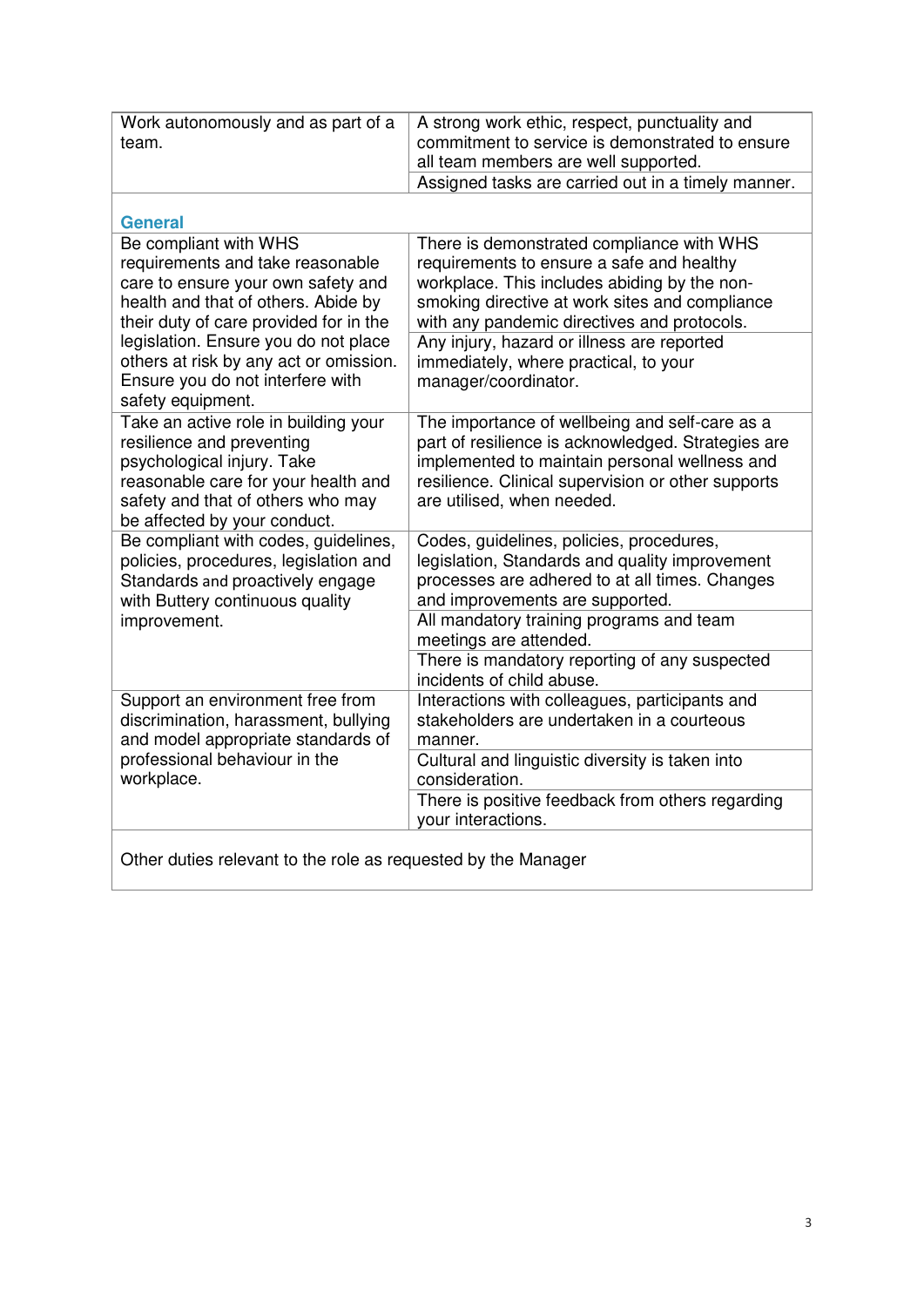| | |
|---|---|
| Work autonomously and as part of a team. | A strong work ethic, respect, punctuality and commitment to service is demonstrated to ensure all team members are well supported. |
| | Assigned tasks are carried out in a timely manner. |

**General**

| | |
|---|---|
| Be compliant with WHS requirements and take reasonable care to ensure your own safety and health and that of others. Abide by their duty of care provided for in the legislation. Ensure you do not place others at risk by any act or omission. Ensure you do not interfere with safety equipment. | There is demonstrated compliance with WHS requirements to ensure a safe and healthy workplace. This includes abiding by the non-smoking directive at work sites and compliance with any pandemic directives and protocols. |
| | Any injury, hazard or illness are reported immediately, where practical, to your manager/coordinator. |
| Take an active role in building your resilience and preventing psychological injury. Take reasonable care for your health and safety and that of others who may be affected by your conduct. | The importance of wellbeing and self-care as a part of resilience is acknowledged. Strategies are implemented to maintain personal wellness and resilience. Clinical supervision or other supports are utilised, when needed. |
| Be compliant with codes, guidelines, policies, procedures, legislation and Standards and proactively engage with Buttery continuous quality improvement. | Codes, guidelines, policies, procedures, legislation, Standards and quality improvement processes are adhered to at all times. Changes and improvements are supported. |
| | All mandatory training programs and team meetings are attended. |
| | There is mandatory reporting of any suspected incidents of child abuse. |
| Support an environment free from discrimination, harassment, bullying and model appropriate standards of professional behaviour in the workplace. | Interactions with colleagues, participants and stakeholders are undertaken in a courteous manner. |
| | Cultural and linguistic diversity is taken into consideration. |
| | There is positive feedback from others regarding your interactions. |

Other duties relevant to the role as requested by the Manager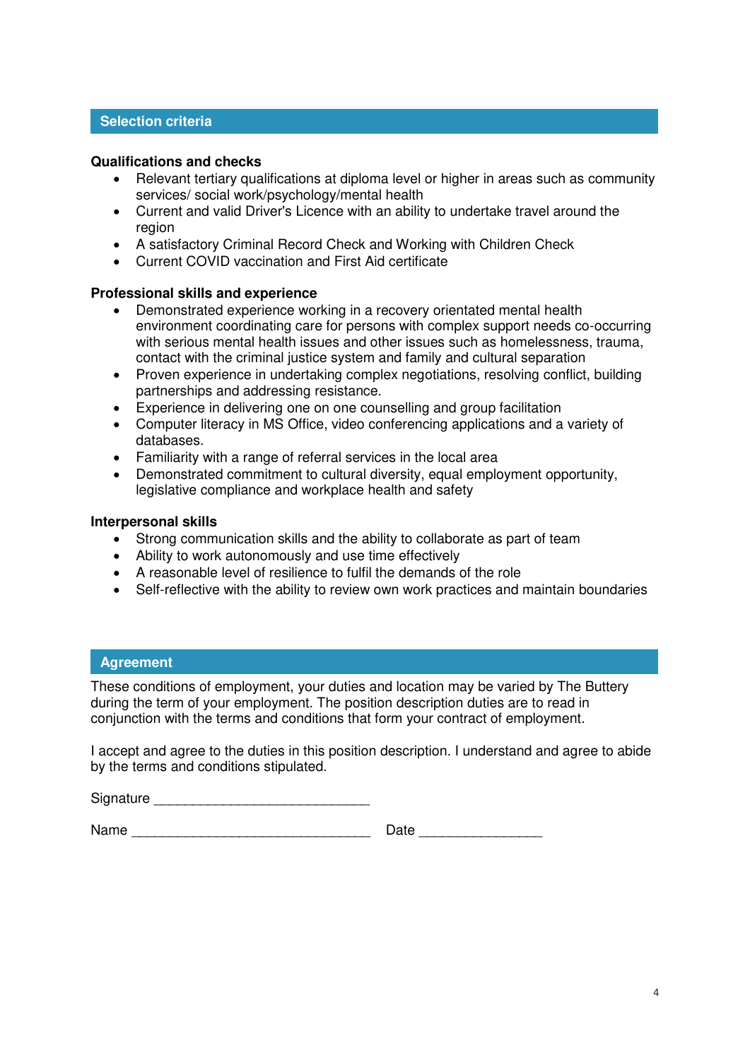## Selection criteria

**Qualifications and checks**

- Relevant tertiary qualifications at diploma level or higher in areas such as community services/ social work/psychology/mental health
- Current and valid Driver's Licence with an ability to undertake travel around the region
- A satisfactory Criminal Record Check and Working with Children Check
- Current COVID vaccination and First Aid certificate

**Professional skills and experience**

- Demonstrated experience working in a recovery orientated mental health environment coordinating care for persons with complex support needs co-occurring with serious mental health issues and other issues such as homelessness, trauma, contact with the criminal justice system and family and cultural separation
- Proven experience in undertaking complex negotiations, resolving conflict, building partnerships and addressing resistance.
- Experience in delivering one on one counselling and group facilitation
- Computer literacy in MS Office, video conferencing applications and a variety of databases.
- Familiarity with a range of referral services in the local area
- Demonstrated commitment to cultural diversity, equal employment opportunity, legislative compliance and workplace health and safety

**Interpersonal skills**

- Strong communication skills and the ability to collaborate as part of team
- Ability to work autonomously and use time effectively
- A reasonable level of resilience to fulfil the demands of the role
- Self-reflective with the ability to review own work practices and maintain boundaries

## Agreement

These conditions of employment, your duties and location may be varied by The Buttery during the term of your employment. The position description duties are to read in conjunction with the terms and conditions that form your contract of employment.

I accept and agree to the duties in this position description. I understand and agree to abide by the terms and conditions stipulated.

Signature ____________________________

Name _______________________________ Date ________________